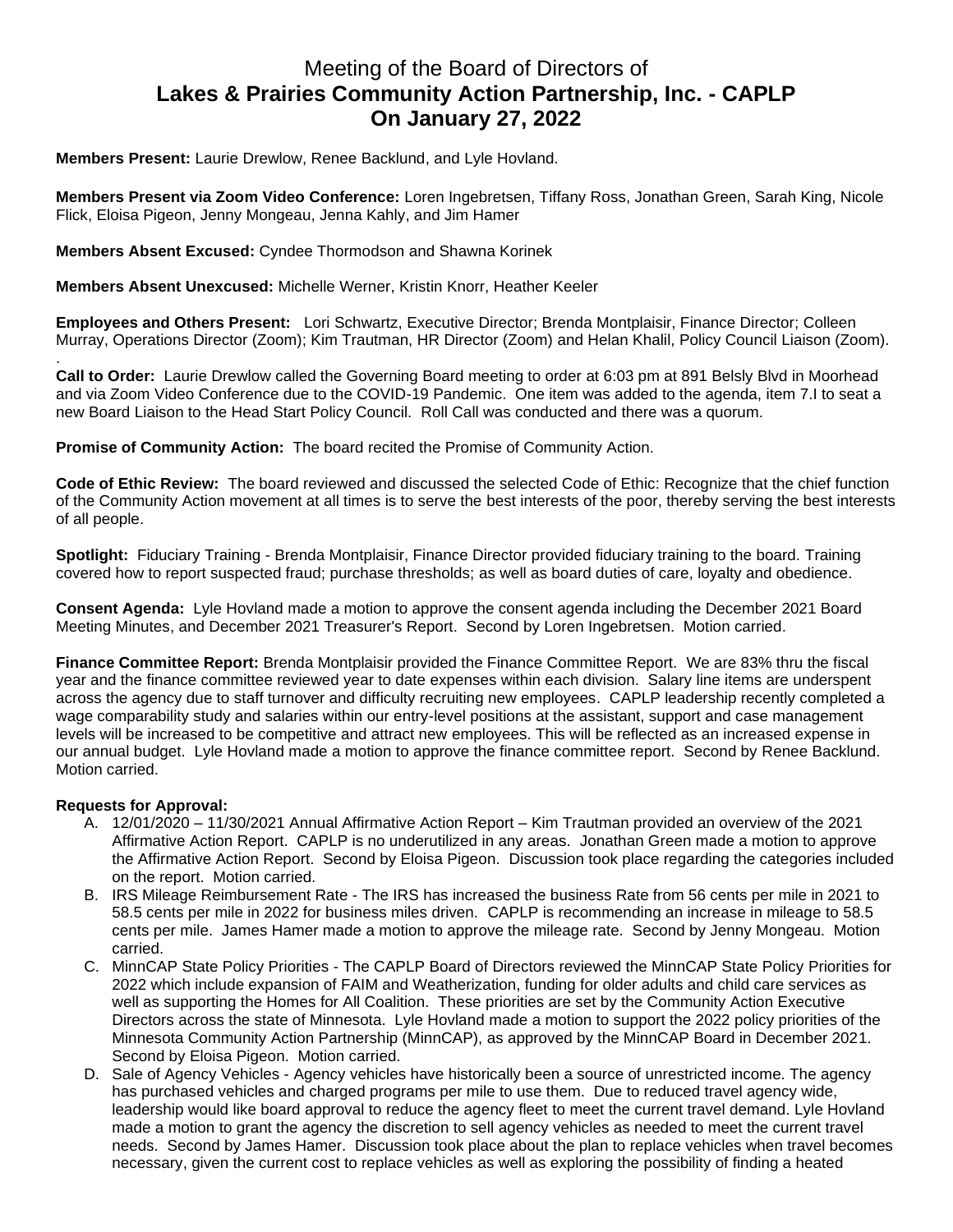# Meeting of the Board of Directors of
# **Lakes & Prairies Community Action Partnership, Inc. - CAPLP**
# **On January 27, 2022**

**Members Present:** Laurie Drewlow, Renee Backlund, and Lyle Hovland.

**Members Present via Zoom Video Conference:** Loren Ingebretsen, Tiffany Ross, Jonathan Green, Sarah King, Nicole Flick, Eloisa Pigeon, Jenny Mongeau, Jenna Kahly, and Jim Hamer

**Members Absent Excused:** Cyndee Thormodson and Shawna Korinek

**Members Absent Unexcused:** Michelle Werner, Kristin Knorr, Heather Keeler

**Employees and Others Present:** Lori Schwartz, Executive Director; Brenda Montplaisir, Finance Director; Colleen Murray, Operations Director (Zoom); Kim Trautman, HR Director (Zoom) and Helan Khalil, Policy Council Liaison (Zoom).
.

**Call to Order:** Laurie Drewlow called the Governing Board meeting to order at 6:03 pm at 891 Belsly Blvd in Moorhead and via Zoom Video Conference due to the COVID-19 Pandemic. One item was added to the agenda, item 7.I to seat a new Board Liaison to the Head Start Policy Council. Roll Call was conducted and there was a quorum.

**Promise of Community Action:** The board recited the Promise of Community Action.

**Code of Ethic Review:** The board reviewed and discussed the selected Code of Ethic: Recognize that the chief function of the Community Action movement at all times is to serve the best interests of the poor, thereby serving the best interests of all people.

**Spotlight:** Fiduciary Training - Brenda Montplaisir, Finance Director provided fiduciary training to the board. Training covered how to report suspected fraud; purchase thresholds; as well as board duties of care, loyalty and obedience.

**Consent Agenda:** Lyle Hovland made a motion to approve the consent agenda including the December 2021 Board Meeting Minutes, and December 2021 Treasurer's Report. Second by Loren Ingebretsen. Motion carried.

**Finance Committee Report:** Brenda Montplaisir provided the Finance Committee Report. We are 83% thru the fiscal year and the finance committee reviewed year to date expenses within each division. Salary line items are underspent across the agency due to staff turnover and difficulty recruiting new employees. CAPLP leadership recently completed a wage comparability study and salaries within our entry-level positions at the assistant, support and case management levels will be increased to be competitive and attract new employees. This will be reflected as an increased expense in our annual budget. Lyle Hovland made a motion to approve the finance committee report. Second by Renee Backlund. Motion carried.

**Requests for Approval:**

A. 12/01/2020 – 11/30/2021 Annual Affirmative Action Report – Kim Trautman provided an overview of the 2021 Affirmative Action Report. CAPLP is no underutilized in any areas. Jonathan Green made a motion to approve the Affirmative Action Report. Second by Eloisa Pigeon. Discussion took place regarding the categories included on the report. Motion carried.

B. IRS Mileage Reimbursement Rate - The IRS has increased the business Rate from 56 cents per mile in 2021 to 58.5 cents per mile in 2022 for business miles driven. CAPLP is recommending an increase in mileage to 58.5 cents per mile. James Hamer made a motion to approve the mileage rate. Second by Jenny Mongeau. Motion carried.

C. MinnCAP State Policy Priorities - The CAPLP Board of Directors reviewed the MinnCAP State Policy Priorities for 2022 which include expansion of FAIM and Weatherization, funding for older adults and child care services as well as supporting the Homes for All Coalition. These priorities are set by the Community Action Executive Directors across the state of Minnesota. Lyle Hovland made a motion to support the 2022 policy priorities of the Minnesota Community Action Partnership (MinnCAP), as approved by the MinnCAP Board in December 2021. Second by Eloisa Pigeon. Motion carried.

D. Sale of Agency Vehicles - Agency vehicles have historically been a source of unrestricted income. The agency has purchased vehicles and charged programs per mile to use them. Due to reduced travel agency wide, leadership would like board approval to reduce the agency fleet to meet the current travel demand. Lyle Hovland made a motion to grant the agency the discretion to sell agency vehicles as needed to meet the current travel needs. Second by James Hamer. Discussion took place about the plan to replace vehicles when travel becomes necessary, given the current cost to replace vehicles as well as exploring the possibility of finding a heated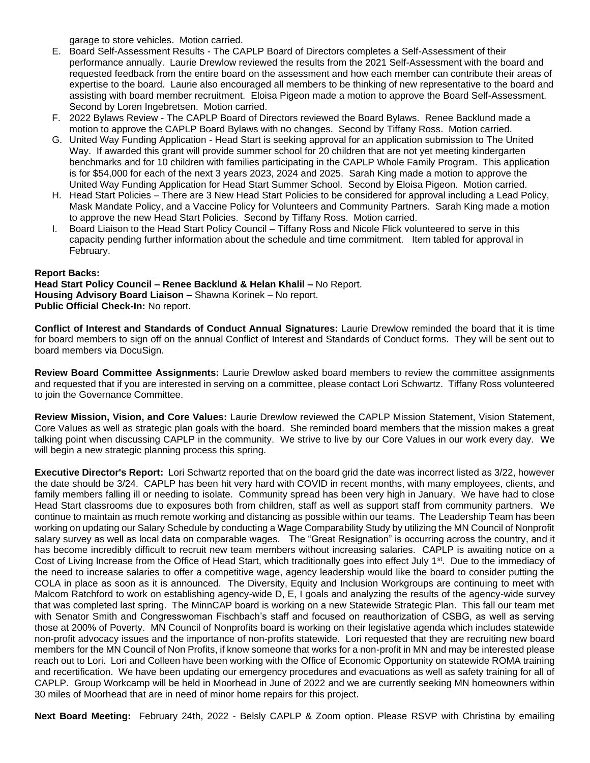garage to store vehicles. Motion carried.

E. Board Self-Assessment Results - The CAPLP Board of Directors completes a Self-Assessment of their performance annually. Laurie Drewlow reviewed the results from the 2021 Self-Assessment with the board and requested feedback from the entire board on the assessment and how each member can contribute their areas of expertise to the board. Laurie also encouraged all members to be thinking of new representative to the board and assisting with board member recruitment. Eloisa Pigeon made a motion to approve the Board Self-Assessment. Second by Loren Ingebretsen. Motion carried.
F. 2022 Bylaws Review - The CAPLP Board of Directors reviewed the Board Bylaws. Renee Backlund made a motion to approve the CAPLP Board Bylaws with no changes. Second by Tiffany Ross. Motion carried.
G. United Way Funding Application - Head Start is seeking approval for an application submission to The United Way. If awarded this grant will provide summer school for 20 children that are not yet meeting kindergarten benchmarks and for 10 children with families participating in the CAPLP Whole Family Program. This application is for $54,000 for each of the next 3 years 2023, 2024 and 2025. Sarah King made a motion to approve the United Way Funding Application for Head Start Summer School. Second by Eloisa Pigeon. Motion carried.
H. Head Start Policies – There are 3 New Head Start Policies to be considered for approval including a Lead Policy, Mask Mandate Policy, and a Vaccine Policy for Volunteers and Community Partners. Sarah King made a motion to approve the new Head Start Policies. Second by Tiffany Ross. Motion carried.
I. Board Liaison to the Head Start Policy Council – Tiffany Ross and Nicole Flick volunteered to serve in this capacity pending further information about the schedule and time commitment. Item tabled for approval in February.

**Report Backs:**
**Head Start Policy Council – Renee Backlund & Helan Khalil –** No Report.
**Housing Advisory Board Liaison –** Shawna Korinek – No report.
**Public Official Check-In:** No report.

**Conflict of Interest and Standards of Conduct Annual Signatures:** Laurie Drewlow reminded the board that it is time for board members to sign off on the annual Conflict of Interest and Standards of Conduct forms. They will be sent out to board members via DocuSign.

**Review Board Committee Assignments:** Laurie Drewlow asked board members to review the committee assignments and requested that if you are interested in serving on a committee, please contact Lori Schwartz. Tiffany Ross volunteered to join the Governance Committee.

**Review Mission, Vision, and Core Values:** Laurie Drewlow reviewed the CAPLP Mission Statement, Vision Statement, Core Values as well as strategic plan goals with the board. She reminded board members that the mission makes a great talking point when discussing CAPLP in the community. We strive to live by our Core Values in our work every day. We will begin a new strategic planning process this spring.

**Executive Director's Report:** Lori Schwartz reported that on the board grid the date was incorrect listed as 3/22, however the date should be 3/24. CAPLP has been hit very hard with COVID in recent months, with many employees, clients, and family members falling ill or needing to isolate. Community spread has been very high in January. We have had to close Head Start classrooms due to exposures both from children, staff as well as support staff from community partners. We continue to maintain as much remote working and distancing as possible within our teams. The Leadership Team has been working on updating our Salary Schedule by conducting a Wage Comparability Study by utilizing the MN Council of Nonprofit salary survey as well as local data on comparable wages. The "Great Resignation" is occurring across the country, and it has become incredibly difficult to recruit new team members without increasing salaries. CAPLP is awaiting notice on a Cost of Living Increase from the Office of Head Start, which traditionally goes into effect July 1st. Due to the immediacy of the need to increase salaries to offer a competitive wage, agency leadership would like the board to consider putting the COLA in place as soon as it is announced. The Diversity, Equity and Inclusion Workgroups are continuing to meet with Malcom Ratchford to work on establishing agency-wide D, E, I goals and analyzing the results of the agency-wide survey that was completed last spring. The MinnCAP board is working on a new Statewide Strategic Plan. This fall our team met with Senator Smith and Congresswoman Fischbach's staff and focused on reauthorization of CSBG, as well as serving those at 200% of Poverty. MN Council of Nonprofits board is working on their legislative agenda which includes statewide non-profit advocacy issues and the importance of non-profits statewide. Lori requested that they are recruiting new board members for the MN Council of Non Profits, if know someone that works for a non-profit in MN and may be interested please reach out to Lori. Lori and Colleen have been working with the Office of Economic Opportunity on statewide ROMA training and recertification. We have been updating our emergency procedures and evacuations as well as safety training for all of CAPLP. Group Workcamp will be held in Moorhead in June of 2022 and we are currently seeking MN homeowners within 30 miles of Moorhead that are in need of minor home repairs for this project.

**Next Board Meeting:** February 24th, 2022 - Belsly CAPLP & Zoom option. Please RSVP with Christina by emailing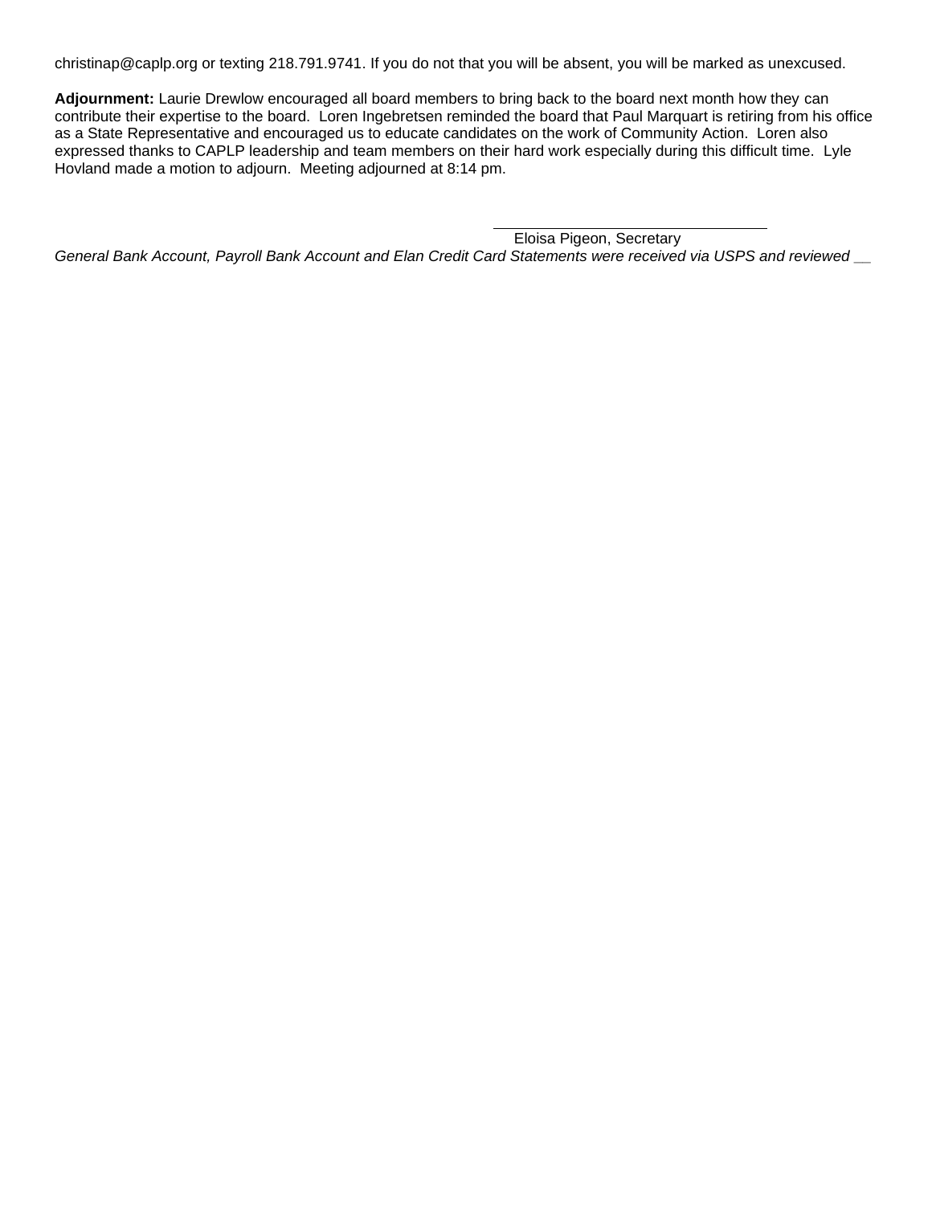christinap@caplp.org or texting 218.791.9741. If you do not that you will be absent, you will be marked as unexcused.

**Adjournment:** Laurie Drewlow encouraged all board members to bring back to the board next month how they can contribute their expertise to the board. Loren Ingebretsen reminded the board that Paul Marquart is retiring from his office as a State Representative and encouraged us to educate candidates on the work of Community Action. Loren also expressed thanks to CAPLP leadership and team members on their hard work especially during this difficult time. Lyle Hovland made a motion to adjourn. Meeting adjourned at 8:14 pm.

\_\_\_\_\_\_\_\_\_\_\_\_\_\_\_\_\_\_\_\_\_\_\_\_\_\_\_\_\_\_\_\_\_\_\_\_

Eloisa Pigeon, Secretary

*General Bank Account, Payroll Bank Account and Elan Credit Card Statements were received via USPS and reviewed \_\_*